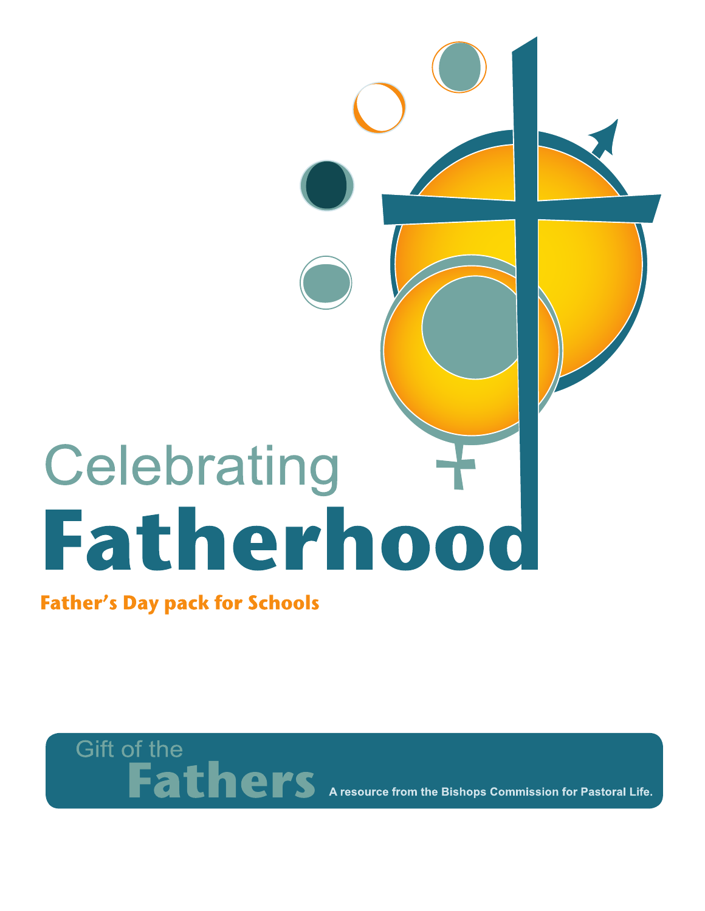# Celebrating Fatherhood

**Father's Day pack for Schools**

Gift of the **Fathers**

A resource from the Bishops Commission for Pastoral Life.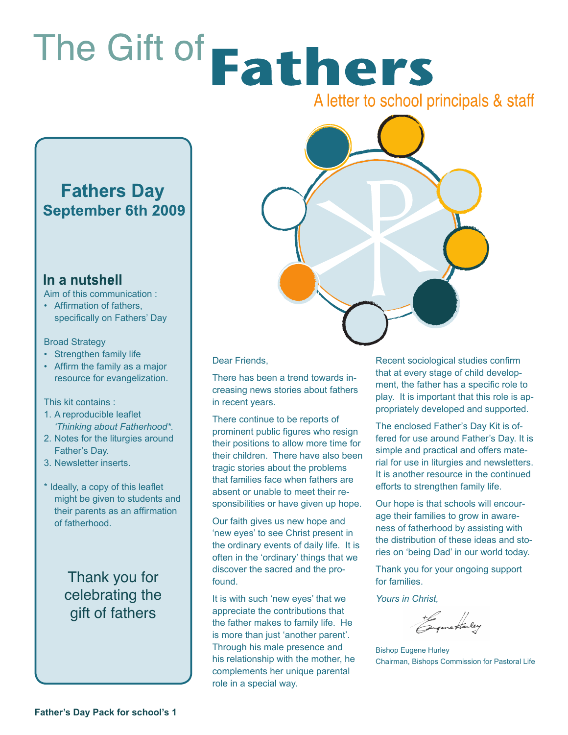# The Gift of **Fathers**

A letter to school principals & staff

## Fathers Day
### September 6th 2009

### In a nutshell

Aim of this communication :

- Affirmation of fathers, specifically on Fathers' Day

Broad Strategy

- Strengthen family life
- Affirm the family as a major resource for evangelization.

This kit contains :

1. A reproducible leaflet *'Thinking about Fatherhood*'*.
2. Notes for the liturgies around Father's Day.
3. Newsletter inserts.

* Ideally, a copy of this leaflet might be given to students and their parents as an affirmation of fatherhood.

Thank you for celebrating the gift of fathers

Dear Friends,

There has been a trend towards increasing news stories about fathers in recent years.

There continue to be reports of prominent public figures who resign their positions to allow more time for their children. There have also been tragic stories about the problems that families face when fathers are absent or unable to meet their responsibilities or have given up hope.

Our faith gives us new hope and 'new eyes' to see Christ present in the ordinary events of daily life. It is often in the 'ordinary' things that we discover the sacred and the profound.

It is with such 'new eyes' that we appreciate the contributions that the father makes to family life. He is more than just 'another parent'. Through his male presence and his relationship with the mother, he complements her unique parental role in a special way.

Recent sociological studies confirm that at every stage of child development, the father has a specific role to play. It is important that this role is appropriately developed and supported.

The enclosed Father's Day Kit is offered for use around Father's Day. It is simple and practical and offers material for use in liturgies and newsletters. It is another resource in the continued efforts to strengthen family life.

Our hope is that schools will encourage their families to grow in awareness of fatherhood by assisting with the distribution of these ideas and stories on 'being Dad' in our world today.

Thank you for your ongoing support for families.

*Yours in Christ,*

Bishop Eugene Hurley
Chairman, Bishops Commission for Pastoral Life

**Father's Day Pack for school's 1**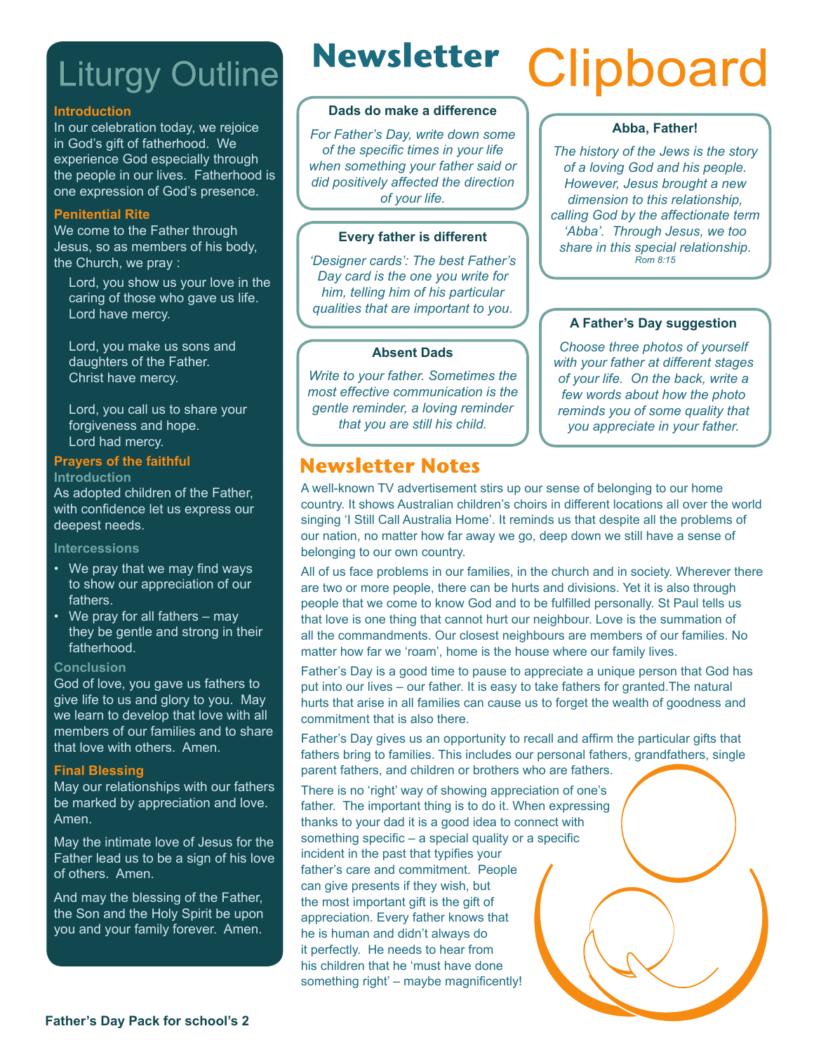# Liturgy Outline

### Introduction

In our celebration today, we rejoice in God's gift of fatherhood. We experience God especially through the people in our lives. Fatherhood is one expression of God's presence.

### Penitential Rite

We come to the Father through Jesus, so as members of his body, the Church, we pray :

Lord, you show us your love in the caring of those who gave us life.
Lord have mercy.

Lord, you make us sons and daughters of the Father.
Christ have mercy.

Lord, you call us to share your forgiveness and hope.
Lord had mercy.

### Prayers of the faithful

#### Introduction

As adopted children of the Father, with confidence let us express our deepest needs.

#### Intercessions

- We pray that we may find ways to show our appreciation of our fathers.
- We pray for all fathers – may they be gentle and strong in their fatherhood.

#### Conclusion

God of love, you gave us fathers to give life to us and glory to you. May we learn to develop that love with all members of our families and to share that love with others. Amen.

### Final Blessing

May our relationships with our fathers be marked by appreciation and love. Amen.

May the intimate love of Jesus for the Father lead us to be a sign of his love of others. Amen.

And may the blessing of the Father, the Son and the Holy Spirit be upon you and your family forever. Amen.

# Newsletter Clipboard

**Dads do make a difference**

*For Father's Day, write down some of the specific times in your life when something your father said or did positively affected the direction of your life.*

**Every father is different**

*'Designer cards': The best Father's Day card is the one you write for him, telling him of his particular qualities that are important to you.*

**Absent Dads**

*Write to your father. Sometimes the most effective communication is the gentle reminder, a loving reminder that you are still his child.*

**Abba, Father!**

*The history of the Jews is the story of a loving God and his people. However, Jesus brought a new dimension to this relationship, calling God by the affectionate term 'Abba'. Through Jesus, we too share in this special relationship.*
*Rom 8:15*

**A Father's Day suggestion**

*Choose three photos of yourself with your father at different stages of your life. On the back, write a few words about how the photo reminds you of some quality that you appreciate in your father.*

## Newsletter Notes

A well-known TV advertisement stirs up our sense of belonging to our home country. It shows Australian children's choirs in different locations all over the world singing 'I Still Call Australia Home'. It reminds us that despite all the problems of our nation, no matter how far away we go, deep down we still have a sense of belonging to our own country.

All of us face problems in our families, in the church and in society. Wherever there are two or more people, there can be hurts and divisions. Yet it is also through people that we come to know God and to be fulfilled personally. St Paul tells us that love is one thing that cannot hurt our neighbour. Love is the summation of all the commandments. Our closest neighbours are members of our families. No matter how far we 'roam', home is the house where our family lives.

Father's Day is a good time to pause to appreciate a unique person that God has put into our lives – our father. It is easy to take fathers for granted.The natural hurts that arise in all families can cause us to forget the wealth of goodness and commitment that is also there.

Father's Day gives us an opportunity to recall and affirm the particular gifts that fathers bring to families. This includes our personal fathers, grandfathers, single parent fathers, and children or brothers who are fathers.

There is no 'right' way of showing appreciation of one's father. The important thing is to do it. When expressing thanks to your dad it is a good idea to connect with something specific – a special quality or a specific incident in the past that typifies your father's care and commitment. People can give presents if they wish, but the most important gift is the gift of appreciation. Every father knows that he is human and didn't always do it perfectly. He needs to hear from his children that he 'must have done something right' – maybe magnificently!